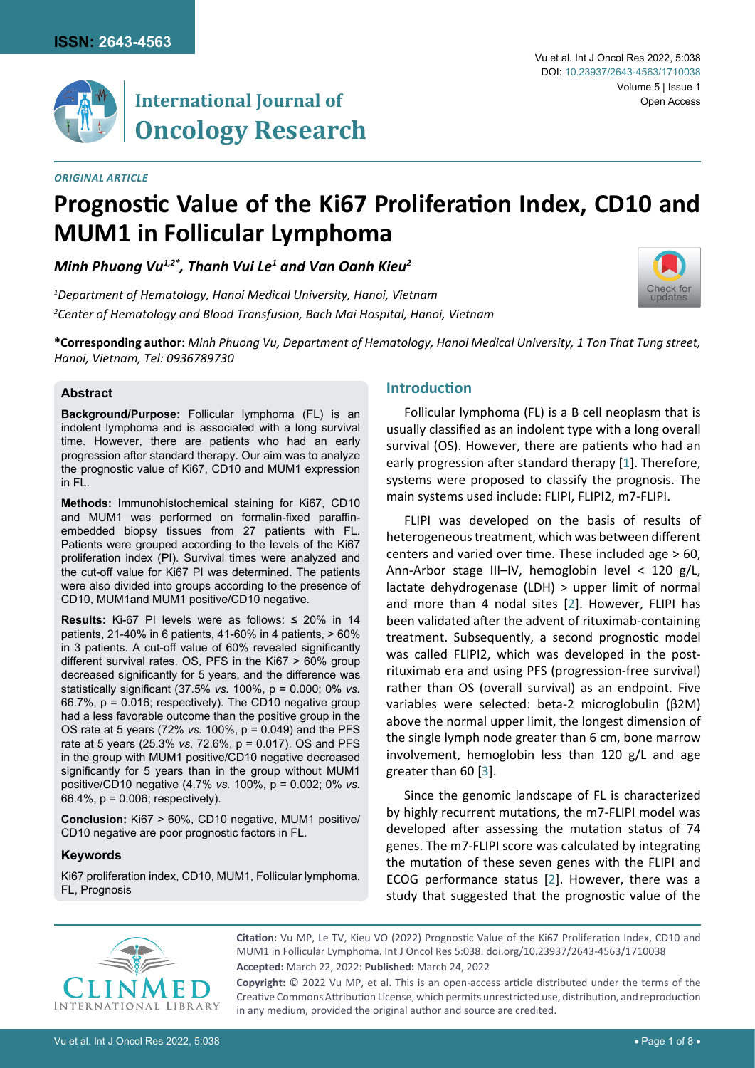ISSN: 2643-4563

# International Journal of Oncology Research

Vu et al. Int J Oncol Res 2022, 5:038

DOI: 10.23937/2643-4563/1710038

Volume 5 | Issue 1

Open Access

*ORIGINAL ARTICLE*

# Prognostic Value of the Ki67 Proliferation Index, CD10 and MUM1 in Follicular Lymphoma

***Minh Phuong Vu[1,2*], Thanh Vui Le[1] and Van Oanh Kieu[2]***

*[1]Department of Hematology, Hanoi Medical University, Hanoi, Vietnam*

*[2]Center of Hematology and Blood Transfusion, Bach Mai Hospital, Hanoi, Vietnam*

**\*Corresponding author:** *Minh Phuong Vu, Department of Hematology, Hanoi Medical University, 1 Ton That Tung street, Hanoi, Vietnam, Tel: 0936789730*

## Abstract

**Background/Purpose:** Follicular lymphoma (FL) is an indolent lymphoma and is associated with a long survival time. However, there are patients who had an early progression after standard therapy. Our aim was to analyze the prognostic value of Ki67, CD10 and MUM1 expression in FL.

**Methods:** Immunohistochemical staining for Ki67, CD10 and MUM1 was performed on formalin-fixed paraffin-embedded biopsy tissues from 27 patients with FL. Patients were grouped according to the levels of the Ki67 proliferation index (PI). Survival times were analyzed and the cut-off value for Ki67 PI was determined. The patients were also divided into groups according to the presence of CD10, MUM1and MUM1 positive/CD10 negative.

**Results:** Ki-67 PI levels were as follows: ≤ 20% in 14 patients, 21-40% in 6 patients, 41-60% in 4 patients, > 60% in 3 patients. A cut-off value of 60% revealed significantly different survival rates. OS, PFS in the Ki67 > 60% group decreased significantly for 5 years, and the difference was statistically significant (37.5% *vs.* 100%, p = 0.000; 0% *vs.* 66.7%, p = 0.016; respectively). The CD10 negative group had a less favorable outcome than the positive group in the OS rate at 5 years (72% *vs.* 100%, p = 0.049) and the PFS rate at 5 years (25.3% *vs.* 72.6%, p = 0.017). OS and PFS in the group with MUM1 positive/CD10 negative decreased significantly for 5 years than in the group without MUM1 positive/CD10 negative (4.7% *vs.* 100%, p = 0.002; 0% *vs.* 66.4%, p = 0.006; respectively).

**Conclusion:** Ki67 > 60%, CD10 negative, MUM1 positive/CD10 negative are poor prognostic factors in FL.

### Keywords

Ki67 proliferation index, CD10, MUM1, Follicular lymphoma, FL, Prognosis

## Introduction

Follicular lymphoma (FL) is a B cell neoplasm that is usually classified as an indolent type with a long overall survival (OS). However, there are patients who had an early progression after standard therapy [1]. Therefore, systems were proposed to classify the prognosis. The main systems used include: FLIPI, FLIPI2, m7-FLIPI.

FLIPI was developed on the basis of results of heterogeneous treatment, which was between different centers and varied over time. These included age > 60, Ann-Arbor stage III–IV, hemoglobin level < 120 g/L, lactate dehydrogenase (LDH) > upper limit of normal and more than 4 nodal sites [2]. However, FLIPI has been validated after the advent of rituximab-containing treatment. Subsequently, a second prognostic model was called FLIPI2, which was developed in the post-rituximab era and using PFS (progression-free survival) rather than OS (overall survival) as an endpoint. Five variables were selected: beta-2 microglobulin (β2M) above the normal upper limit, the longest dimension of the single lymph node greater than 6 cm, bone marrow involvement, hemoglobin less than 120 g/L and age greater than 60 [3].

Since the genomic landscape of FL is characterized by highly recurrent mutations, the m7-FLIPI model was developed after assessing the mutation status of 74 genes. The m7-FLIPI score was calculated by integrating the mutation of these seven genes with the FLIPI and ECOG performance status [2]. However, there was a study that suggested that the prognostic value of the

**Citation:** Vu MP, Le TV, Kieu VO (2022) Prognostic Value of the Ki67 Proliferation Index, CD10 and MUM1 in Follicular Lymphoma. Int J Oncol Res 5:038. doi.org/10.23937/2643-4563/1710038

**Accepted:** March 22, 2022: **Published:** March 24, 2022

**Copyright:** © 2022 Vu MP, et al. This is an open-access article distributed under the terms of the Creative Commons Attribution License, which permits unrestricted use, distribution, and reproduction in any medium, provided the original author and source are credited.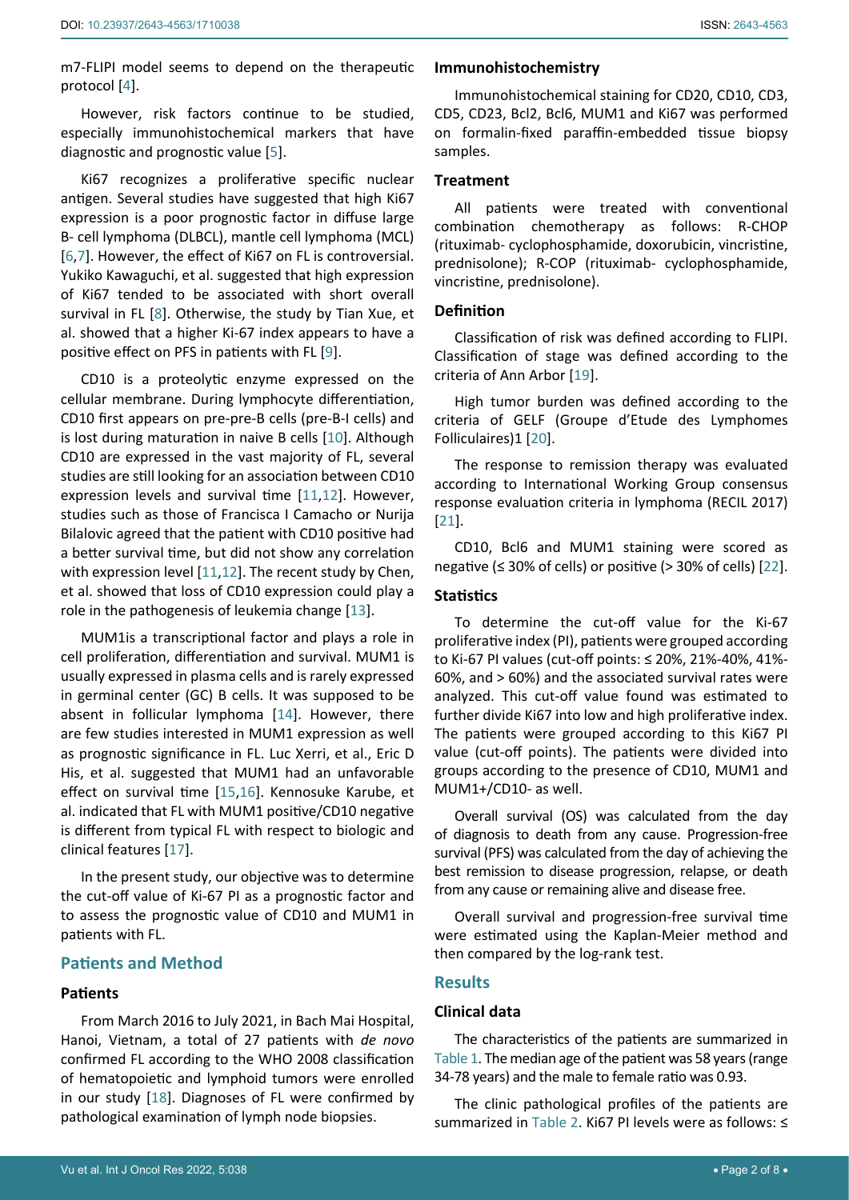m7-FLIPI model seems to depend on the therapeutic protocol [4].

However, risk factors continue to be studied, especially immunohistochemical markers that have diagnostic and prognostic value [5].

Ki67 recognizes a proliferative specific nuclear antigen. Several studies have suggested that high Ki67 expression is a poor prognostic factor in diffuse large B- cell lymphoma (DLBCL), mantle cell lymphoma (MCL) [6,7]. However, the effect of Ki67 on FL is controversial. Yukiko Kawaguchi, et al. suggested that high expression of Ki67 tended to be associated with short overall survival in FL [8]. Otherwise, the study by Tian Xue, et al. showed that a higher Ki-67 index appears to have a positive effect on PFS in patients with FL [9].

CD10 is a proteolytic enzyme expressed on the cellular membrane. During lymphocyte differentiation, CD10 first appears on pre-pre-B cells (pre-B-I cells) and is lost during maturation in naive B cells [10]. Although CD10 are expressed in the vast majority of FL, several studies are still looking for an association between CD10 expression levels and survival time [11,12]. However, studies such as those of Francisca I Camacho or Nurija Bilalovic agreed that the patient with CD10 positive had a better survival time, but did not show any correlation with expression level [11,12]. The recent study by Chen, et al. showed that loss of CD10 expression could play a role in the pathogenesis of leukemia change [13].

MUM1is a transcriptional factor and plays a role in cell proliferation, differentiation and survival. MUM1 is usually expressed in plasma cells and is rarely expressed in germinal center (GC) B cells. It was supposed to be absent in follicular lymphoma [14]. However, there are few studies interested in MUM1 expression as well as prognostic significance in FL. Luc Xerri, et al., Eric D His, et al. suggested that MUM1 had an unfavorable effect on survival time [15,16]. Kennosuke Karube, et al. indicated that FL with MUM1 positive/CD10 negative is different from typical FL with respect to biologic and clinical features [17].

In the present study, our objective was to determine the cut-off value of Ki-67 PI as a prognostic factor and to assess the prognostic value of CD10 and MUM1 in patients with FL.

## Patients and Method

### Patients

From March 2016 to July 2021, in Bach Mai Hospital, Hanoi, Vietnam, a total of 27 patients with *de novo* confirmed FL according to the WHO 2008 classification of hematopoietic and lymphoid tumors were enrolled in our study [18]. Diagnoses of FL were confirmed by pathological examination of lymph node biopsies.

### Immunohistochemistry

Immunohistochemical staining for CD20, CD10, CD3, CD5, CD23, Bcl2, Bcl6, MUM1 and Ki67 was performed on formalin-fixed paraffin-embedded tissue biopsy samples.

### Treatment

All patients were treated with conventional combination chemotherapy as follows: R-CHOP (rituximab- cyclophosphamide, doxorubicin, vincristine, prednisolone); R-COP (rituximab- cyclophosphamide, vincristine, prednisolone).

### Definition

Classification of risk was defined according to FLIPI. Classification of stage was defined according to the criteria of Ann Arbor [19].

High tumor burden was defined according to the criteria of GELF (Groupe d'Etude des Lymphomes Folliculaires)1 [20].

The response to remission therapy was evaluated according to International Working Group consensus response evaluation criteria in lymphoma (RECIL 2017) [21].

CD10, Bcl6 and MUM1 staining were scored as negative (≤ 30% of cells) or positive (> 30% of cells) [22].

### Statistics

To determine the cut-off value for the Ki-67 proliferative index (PI), patients were grouped according to Ki-67 PI values (cut-off points: ≤ 20%, 21%-40%, 41%-60%, and > 60%) and the associated survival rates were analyzed. This cut-off value found was estimated to further divide Ki67 into low and high proliferative index. The patients were grouped according to this Ki67 PI value (cut-off points). The patients were divided into groups according to the presence of CD10, MUM1 and MUM1+/CD10- as well.

Overall survival (OS) was calculated from the day of diagnosis to death from any cause. Progression-free survival (PFS) was calculated from the day of achieving the best remission to disease progression, relapse, or death from any cause or remaining alive and disease free.

Overall survival and progression-free survival time were estimated using the Kaplan-Meier method and then compared by the log-rank test.

## Results

### Clinical data

The characteristics of the patients are summarized in Table 1. The median age of the patient was 58 years (range 34-78 years) and the male to female ratio was 0.93.

The clinic pathological profiles of the patients are summarized in Table 2. Ki67 PI levels were as follows: ≤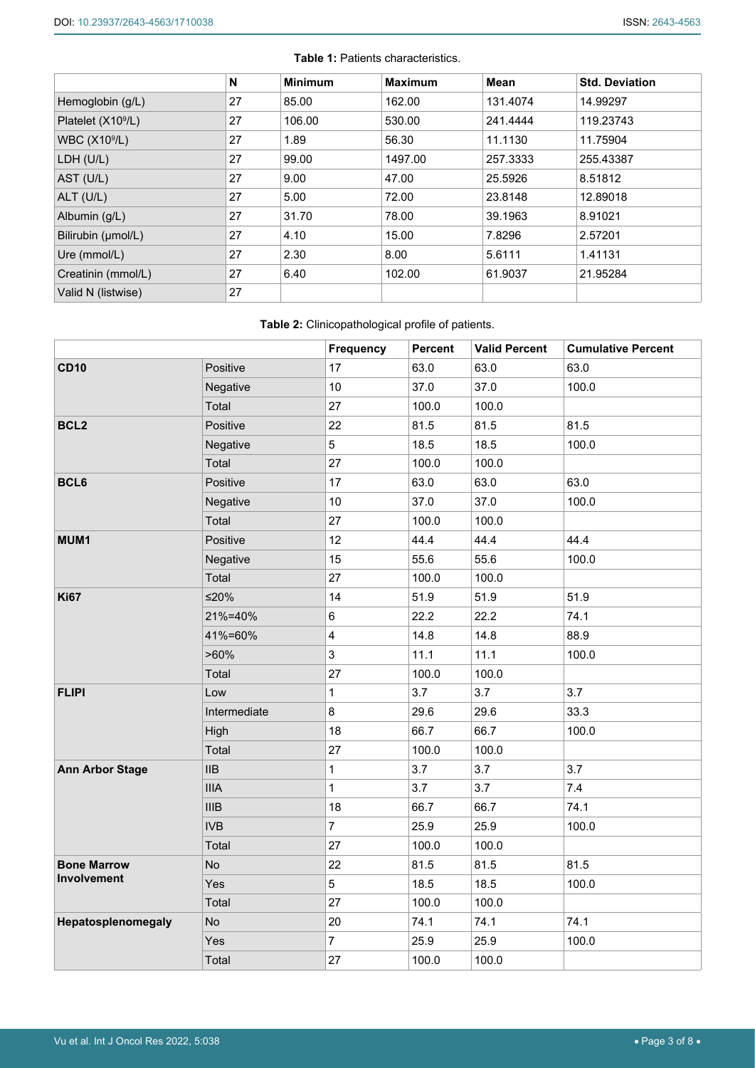**Table 1:** Patients characteristics.

| | N | Minimum | Maximum | Mean | Std. Deviation |
|---|---|---|---|---|---|
| Hemoglobin (g/L) | 27 | 85.00 | 162.00 | 131.4074 | 14.99297 |
| Platelet ($X10^9/L$) | 27 | 106.00 | 530.00 | 241.4444 | 119.23743 |
| WBC ($X10^9/L$) | 27 | 1.89 | 56.30 | 11.1130 | 11.75904 |
| LDH (U/L) | 27 | 99.00 | 1497.00 | 257.3333 | 255.43387 |
| AST (U/L) | 27 | 9.00 | 47.00 | 25.5926 | 8.51812 |
| ALT (U/L) | 27 | 5.00 | 72.00 | 23.8148 | 12.89018 |
| Albumin (g/L) | 27 | 31.70 | 78.00 | 39.1963 | 8.91021 |
| Bilirubin (µmol/L) | 27 | 4.10 | 15.00 | 7.8296 | 2.57201 |
| Ure (mmol/L) | 27 | 2.30 | 8.00 | 5.6111 | 1.41131 |
| Creatinin (mmol/L) | 27 | 6.40 | 102.00 | 61.9037 | 21.95284 |
| Valid N (listwise) | 27 | | | | |

**Table 2:** Clinicopathological profile of patients.

| | | Frequency | Percent | Valid Percent | Cumulative Percent |
|---|---|---|---|---|---|
| **CD10** | Positive | 17 | 63.0 | 63.0 | 63.0 |
| | Negative | 10 | 37.0 | 37.0 | 100.0 |
| | Total | 27 | 100.0 | 100.0 | |
| **BCL2** | Positive | 22 | 81.5 | 81.5 | 81.5 |
| | Negative | 5 | 18.5 | 18.5 | 100.0 |
| | Total | 27 | 100.0 | 100.0 | |
| **BCL6** | Positive | 17 | 63.0 | 63.0 | 63.0 |
| | Negative | 10 | 37.0 | 37.0 | 100.0 |
| | Total | 27 | 100.0 | 100.0 | |
| **MUM1** | Positive | 12 | 44.4 | 44.4 | 44.4 |
| | Negative | 15 | 55.6 | 55.6 | 100.0 |
| | Total | 27 | 100.0 | 100.0 | |
| **Ki67** | ≤20% | 14 | 51.9 | 51.9 | 51.9 |
| | 21%=40% | 6 | 22.2 | 22.2 | 74.1 |
| | 41%=60% | 4 | 14.8 | 14.8 | 88.9 |
| | >60% | 3 | 11.1 | 11.1 | 100.0 |
| | Total | 27 | 100.0 | 100.0 | |
| **FLIPI** | Low | 1 | 3.7 | 3.7 | 3.7 |
| | Intermediate | 8 | 29.6 | 29.6 | 33.3 |
| | High | 18 | 66.7 | 66.7 | 100.0 |
| | Total | 27 | 100.0 | 100.0 | |
| **Ann Arbor Stage** | IIB | 1 | 3.7 | 3.7 | 3.7 |
| | IIIA | 1 | 3.7 | 3.7 | 7.4 |
| | IIIB | 18 | 66.7 | 66.7 | 74.1 |
| | IVB | 7 | 25.9 | 25.9 | 100.0 |
| | Total | 27 | 100.0 | 100.0 | |
| **Bone Marrow Involvement** | No | 22 | 81.5 | 81.5 | 81.5 |
| | Yes | 5 | 18.5 | 18.5 | 100.0 |
| | Total | 27 | 100.0 | 100.0 | |
| **Hepatosplenomegaly** | No | 20 | 74.1 | 74.1 | 74.1 |
| | Yes | 7 | 25.9 | 25.9 | 100.0 |
| | Total | 27 | 100.0 | 100.0 | |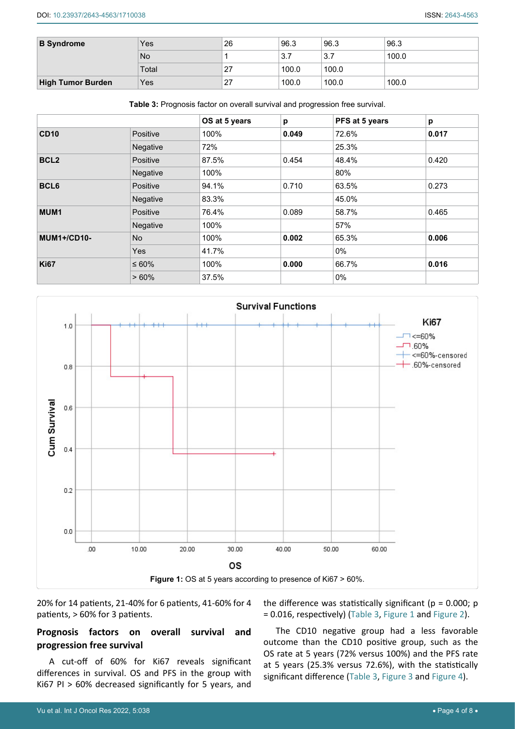| B Syndrome | Yes | 26 | 96.3 | 96.3 | 96.3 |
|---|---|---|---|---|---|
| | No | 1 | 3.7 | 3.7 | 100.0 |
| | Total | 27 | 100.0 | 100.0 | |
| High Tumor Burden | Yes | 27 | 100.0 | 100.0 | 100.0 |

**Table 3:** Prognosis factor on overall survival and progression free survival.

| | | OS at 5 years | p | PFS at 5 years | p |
|---|---|---|---|---|---|
| **CD10** | Positive | 100% | **0.049** | 72.6% | **0.017** |
| | Negative | 72% | | 25.3% | |
| **BCL2** | Positive | 87.5% | 0.454 | 48.4% | 0.420 |
| | Negative | 100% | | 80% | |
| **BCL6** | Positive | 94.1% | 0.710 | 63.5% | 0.273 |
| | Negative | 83.3% | | 45.0% | |
| **MUM1** | Positive | 76.4% | 0.089 | 58.7% | 0.465 |
| | Negative | 100% | | 57% | |
| **MUM1+/CD10-** | No | 100% | **0.002** | 65.3% | **0.006** |
| | Yes | 41.7% | | 0% | |
| **Ki67** | ≤ 60% | 100% | **0.000** | 66.7% | **0.016** |
| | > 60% | 37.5% | | 0% | |

**Figure 1:** OS at 5 years according to presence of Ki67 > 60%.

20% for 14 patients, 21-40% for 6 patients, 41-60% for 4 patients, > 60% for 3 patients.

## Prognosis factors on overall survival and progression free survival

A cut-off of 60% for Ki67 reveals significant differences in survival. OS and PFS in the group with Ki67 PI > 60% decreased significantly for 5 years, and the difference was statistically significant (p = 0.000; p = 0.016, respectively) (Table 3, Figure 1 and Figure 2).

The CD10 negative group had a less favorable outcome than the CD10 positive group, such as the OS rate at 5 years (72% versus 100%) and the PFS rate at 5 years (25.3% versus 72.6%), with the statistically significant difference (Table 3, Figure 3 and Figure 4).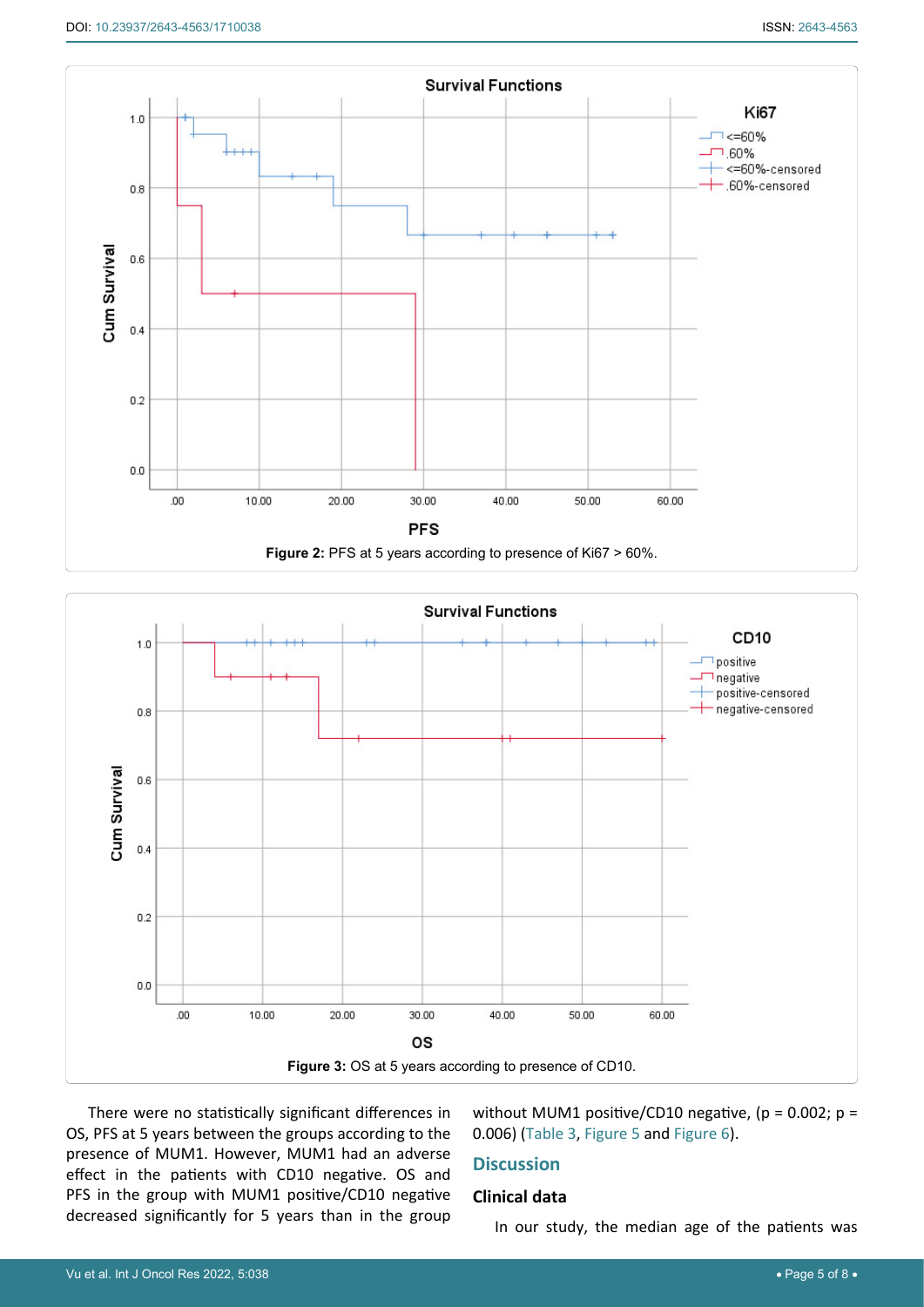Figure 2: PFS at 5 years according to presence of Ki67 > 60%.

Figure 3: OS at 5 years according to presence of CD10.

There were no statistically significant differences in OS, PFS at 5 years between the groups according to the presence of MUM1. However, MUM1 had an adverse effect in the patients with CD10 negative. OS and PFS in the group with MUM1 positive/CD10 negative decreased significantly for 5 years than in the group without MUM1 positive/CD10 negative, ($p = 0.002$; $p = 0.006$) (Table 3, Figure 5 and Figure 6).

## Discussion

### Clinical data

In our study, the median age of the patients was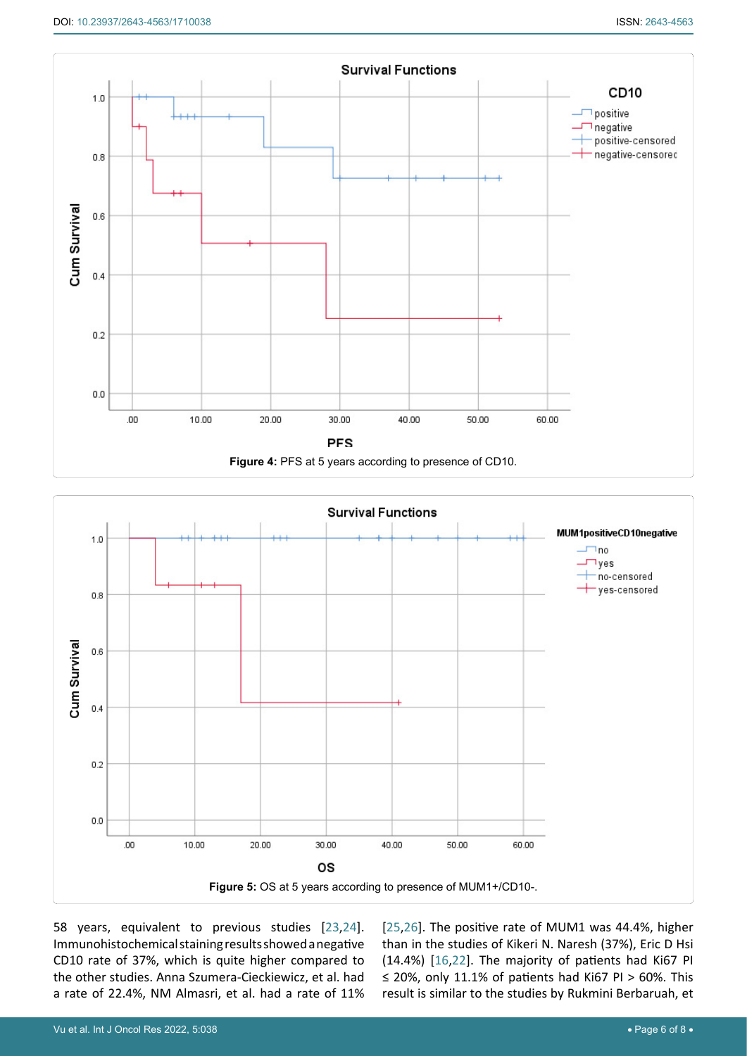Figure 4: PFS at 5 years according to presence of CD10.

Figure 5: OS at 5 years according to presence of MUM1+/CD10-.

58 years, equivalent to previous studies [23,24]. Immunohistochemical staining results showed a negative CD10 rate of 37%, which is quite higher compared to the other studies. Anna Szumera-Cieckiewicz, et al. had a rate of 22.4%, NM Almasri, et al. had a rate of 11% [25,26]. The positive rate of MUM1 was 44.4%, higher than in the studies of Kikeri N. Naresh (37%), Eric D Hsi (14.4%) [16,22]. The majority of patients had Ki67 PI ≤ 20%, only 11.1% of patients had Ki67 PI > 60%. This result is similar to the studies by Rukmini Berbaruah, et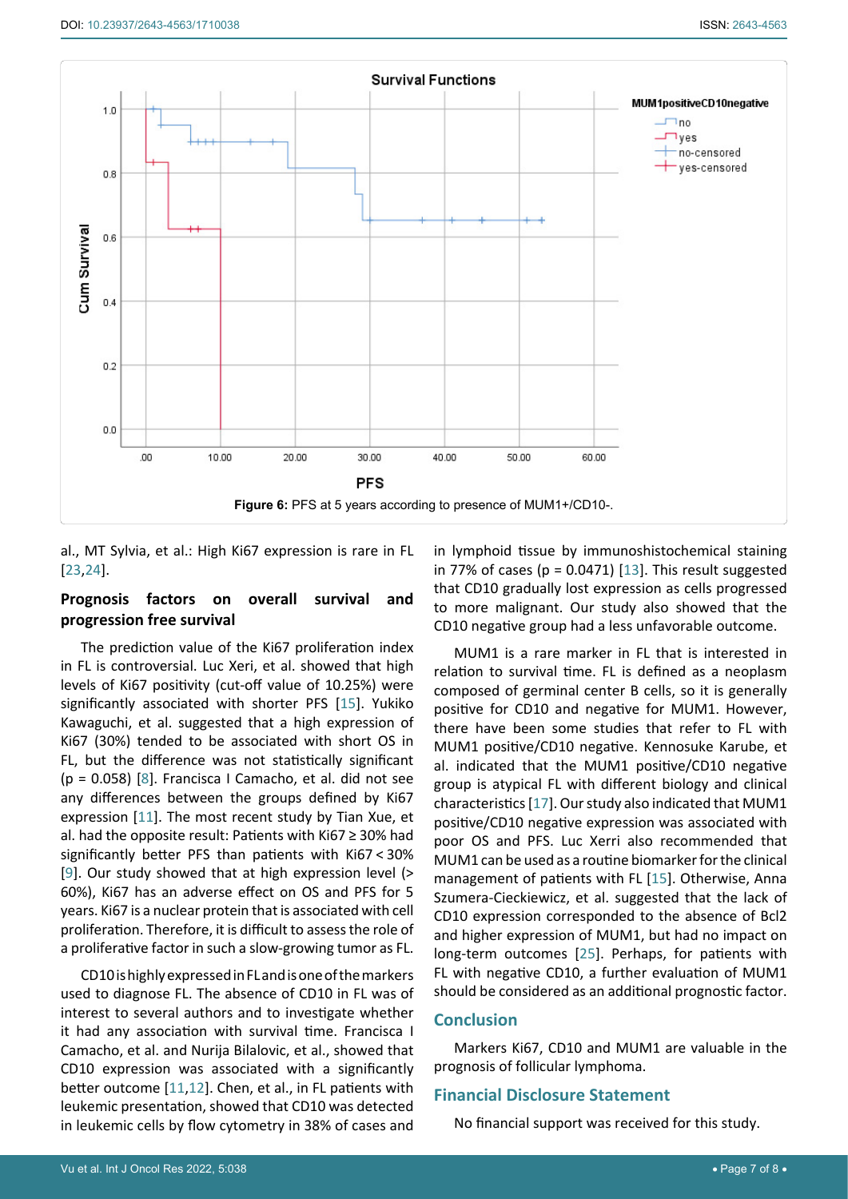Figure 6: PFS at 5 years according to presence of MUM1+/CD10-.

al., MT Sylvia, et al.: High Ki67 expression is rare in FL [23,24].

### Prognosis factors on overall survival and progression free survival

The prediction value of the Ki67 proliferation index in FL is controversial. Luc Xeri, et al. showed that high levels of Ki67 positivity (cut-off value of 10.25%) were significantly associated with shorter PFS [15]. Yukiko Kawaguchi, et al. suggested that a high expression of Ki67 (30%) tended to be associated with short OS in FL, but the difference was not statistically significant ($p = 0.058$) [8]. Francisca I Camacho, et al. did not see any differences between the groups defined by Ki67 expression [11]. The most recent study by Tian Xue, et al. had the opposite result: Patients with Ki67 ≥ 30% had significantly better PFS than patients with Ki67 < 30% [9]. Our study showed that at high expression level (> 60%), Ki67 has an adverse effect on OS and PFS for 5 years. Ki67 is a nuclear protein that is associated with cell proliferation. Therefore, it is difficult to assess the role of a proliferative factor in such a slow-growing tumor as FL.

CD10 is highly expressed in FL and is one of the markers used to diagnose FL. The absence of CD10 in FL was of interest to several authors and to investigate whether it had any association with survival time. Francisca I Camacho, et al. and Nurija Bilalovic, et al., showed that CD10 expression was associated with a significantly better outcome [11,12]. Chen, et al., in FL patients with leukemic presentation, showed that CD10 was detected in leukemic cells by flow cytometry in 38% of cases and in lymphoid tissue by immunoshistochemical staining in 77% of cases ($p = 0.0471$) [13]. This result suggested that CD10 gradually lost expression as cells progressed to more malignant. Our study also showed that the CD10 negative group had a less unfavorable outcome.

MUM1 is a rare marker in FL that is interested in relation to survival time. FL is defined as a neoplasm composed of germinal center B cells, so it is generally positive for CD10 and negative for MUM1. However, there have been some studies that refer to FL with MUM1 positive/CD10 negative. Kennosuke Karube, et al. indicated that the MUM1 positive/CD10 negative group is atypical FL with different biology and clinical characteristics [17]. Our study also indicated that MUM1 positive/CD10 negative expression was associated with poor OS and PFS. Luc Xerri also recommended that MUM1 can be used as a routine biomarker for the clinical management of patients with FL [15]. Otherwise, Anna Szumera-Cieckiewicz, et al. suggested that the lack of CD10 expression corresponded to the absence of Bcl2 and higher expression of MUM1, but had no impact on long-term outcomes [25]. Perhaps, for patients with FL with negative CD10, a further evaluation of MUM1 should be considered as an additional prognostic factor.

## Conclusion

Markers Ki67, CD10 and MUM1 are valuable in the prognosis of follicular lymphoma.

## Financial Disclosure Statement

No financial support was received for this study.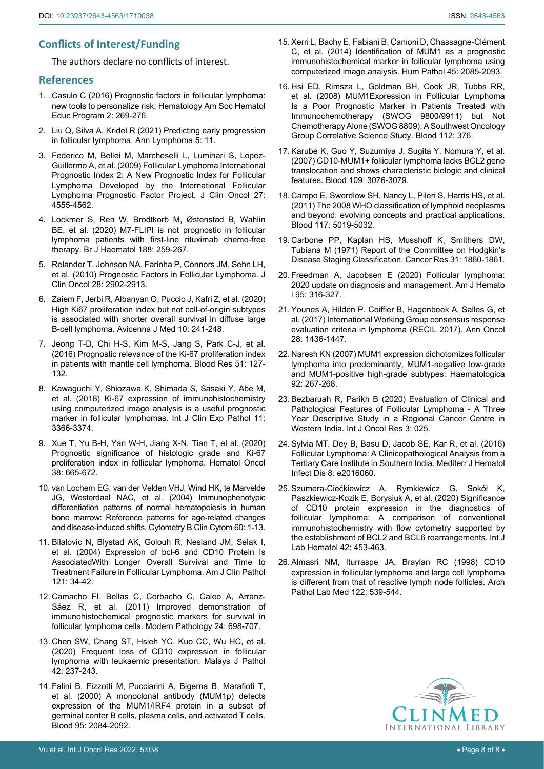## Conflicts of Interest/Funding

The authors declare no conflicts of interest.

## References

1. Casulo C (2016) Prognostic factors in follicular lymphoma: new tools to personalize risk. Hematology Am Soc Hematol Educ Program 2: 269-276.
2. Liu Q, Silva A, Kridel R (2021) Predicting early progression in follicular lymphoma. Ann Lymphoma 5: 11.
3. Federico M, Bellei M, Marcheselli L, Luminari S, Lopez-Guillermo A, et al. (2009) Follicular Lymphoma International Prognostic Index 2: A New Prognostic Index for Follicular Lymphoma Developed by the International Follicular Lymphoma Prognostic Factor Project. J Clin Oncol 27: 4555-4562.
4. Lockmer S, Ren W, Brodtkorb M, Østenstad B, Wahlin BE, et al. (2020) M7-FLIPI is not prognostic in follicular lymphoma patients with first-line rituximab chemo-free therapy. Br J Haematol 188: 259-267.
5. Relander T, Johnson NA, Farinha P, Connors JM, Sehn LH, et al. (2010) Prognostic Factors in Follicular Lymphoma. J Clin Oncol 28: 2902-2913.
6. Zaiem F, Jerbi R, Albanyan O, Puccio J, Kafri Z, et al. (2020) High Ki67 proliferation index but not cell-of-origin subtypes is associated with shorter overall survival in diffuse large B-cell lymphoma. Avicenna J Med 10: 241-248.
7. Jeong T-D, Chi H-S, Kim M-S, Jang S, Park C-J, et al. (2016) Prognostic relevance of the Ki-67 proliferation index in patients with mantle cell lymphoma. Blood Res 51: 127-132.
8. Kawaguchi Y, Shiozawa K, Shimada S, Sasaki Y, Abe M, et al. (2018) Ki-67 expression of immunohistochemistry using computerized image analysis is a useful prognostic marker in follicular lymphomas. Int J Clin Exp Pathol 11: 3366-3374.
9. Xue T, Yu B-H, Yan W-H, Jiang X-N, Tian T, et al. (2020) Prognostic significance of histologic grade and Ki-67 proliferation index in follicular lymphoma. Hematol Oncol 38: 665-672.
10. van Lochem EG, van der Velden VHJ, Wind HK, te Marvelde JG, Westerdaal NAC, et al. (2004) Immunophenotypic differentiation patterns of normal hematopoiesis in human bone marrow: Reference patterns for age-related changes and disease-induced shifts. Cytometry B Clin Cytom 60: 1-13.
11. Bilalovic N, Blystad AK, Golouh R, Nesland JM, Selak I, et al. (2004) Expression of bcl-6 and CD10 Protein Is AssociatedWith Longer Overall Survival and Time to Treatment Failure in Follicular Lymphoma. Am J Clin Pathol 121: 34-42.
12. Camacho FI, Bellas C, Corbacho C, Caleo A, Arranz-Sáez R, et al. (2011) Improved demonstration of immunohistochemical prognostic markers for survival in follicular lymphoma cells. Modern Pathology 24: 698-707.
13. Chen SW, Chang ST, Hsieh YC, Kuo CC, Wu HC, et al. (2020) Frequent loss of CD10 expression in follicular lymphoma with leukaemic presentation. Malays J Pathol 42: 237-243.
14. Falini B, Fizzotti M, Pucciarini A, Bigerna B, Marafioti T, et al. (2000) A monoclonal antibody (MUM1p) detects expression of the MUM1/IRF4 protein in a subset of germinal center B cells, plasma cells, and activated T cells. Blood 95: 2084-2092.
15. Xerri L, Bachy E, Fabiani B, Canioni D, Chassagne-Clément C, et al. (2014) Identification of MUM1 as a prognostic immunohistochemical marker in follicular lymphoma using computerized image analysis. Hum Pathol 45: 2085-2093.
16. Hsi ED, Rimsza L, Goldman BH, Cook JR, Tubbs RR, et al. (2008) MUM1Expression in Follicular Lymphoma Is a Poor Prognostic Marker in Patients Treated with Immunochemotherapy (SWOG 9800/9911) but Not Chemotherapy Alone (SWOG 8809): A Southwest Oncology Group Correlative Science Study. Blood 112: 376.
17. Karube K, Guo Y, Suzumiya J, Sugita Y, Nomura Y, et al. (2007) CD10-MUM1+ follicular lymphoma lacks BCL2 gene translocation and shows characteristic biologic and clinical features. Blood 109: 3076-3079.
18. Campo E, Swerdlow SH, Nancy L, Pileri S, Harris HS, et al. (2011) The 2008 WHO classification of lymphoid neoplasms and beyond: evolving concepts and practical applications. Blood 117: 5019-5032.
19. Carbone PP, Kaplan HS, Musshoff K, Smithers DW, Tubiana M (1971) Report of the Committee on Hodgkin's Disease Staging Classification. Cancer Res 31: 1860-1861.
20. Freedman A, Jacobsen E (2020) Follicular lymphoma: 2020 update on diagnosis and management. Am J Hemato l 95: 316-327.
21. Younes A, Hilden P, Coiffier B, Hagenbeek A, Salles G, et al. (2017) International Working Group consensus response evaluation criteria in lymphoma (RECIL 2017). Ann Oncol 28: 1436-1447.
22. Naresh KN (2007) MUM1 expression dichotomizes follicular lymphoma into predominantly, MUM1-negative low-grade and MUM1-positive high-grade subtypes. Haematologica 92: 267-268.
23. Bezbaruah R, Parikh B (2020) Evaluation of Clinical and Pathological Features of Follicular Lymphoma - A Three Year Descriptive Study in a Regional Cancer Centre in Western India. Int J Oncol Res 3: 025.
24. Sylvia MT, Dey B, Basu D, Jacob SE, Kar R, et al. (2016) Follicular Lymphoma: A Clinicopathological Analysis from a Tertiary Care Institute in Southern India. Mediterr J Hematol Infect Dis 8: e2016060.
25. Szumera-Ciećkiewicz A, Rymkiewicz G, Sokół K, Paszkiewicz-Kozik E, Borysiuk A, et al. (2020) Significance of CD10 protein expression in the diagnostics of follicular lymphoma: A comparison of conventional immunohistochemistry with flow cytometry supported by the establishment of BCL2 and BCL6 rearrangements. Int J Lab Hematol 42: 453-463.
26. Almasri NM, Iturraspe JA, Braylan RC (1998) CD10 expression in follicular lymphoma and large cell lymphoma is different from that of reactive lymph node follicles. Arch Pathol Lab Med 122: 539-544.